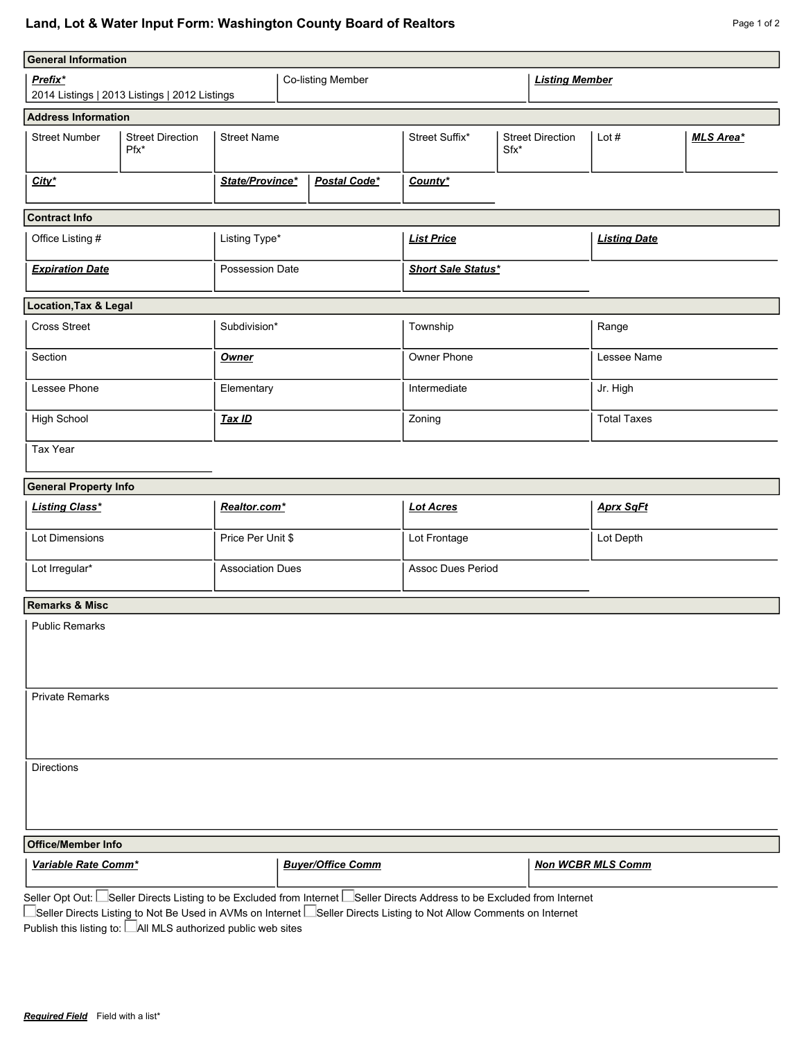# Land, Lot & Water Input Form: Washington County Board of Realtors

## General Information

| ***Prefix**** | Co-listing Member | ***Listing Member*** |
|---|---|---|
| 2014 Listings \| 2013 Listings \| 2012 Listings | | |

## Address Information

| Street Number | Street Direction Pfx* | Street Name | Street Suffix* | Street Direction Sfx* | Lot # | ***MLS Area**** |
|---|---|---|---|---|---|---|
| | | | | | | |

| ***City**** | ***State/Province**** | ***Postal Code**** | ***County**** |
|---|---|---|---|
| | | | |

## Contract Info

| Office Listing # | Listing Type* | ***List Price*** | ***Listing Date*** |
|---|---|---|---|
| | | | |
| ***Expiration Date*** | Possession Date | ***Short Sale Status**** | |
| | | | |

## Location,Tax & Legal

| Cross Street | Subdivision* | Township | Range |
|---|---|---|---|
| | | | |
| Section | ***Owner*** | Owner Phone | Lessee Name |
| | | | |
| Lessee Phone | Elementary | Intermediate | Jr. High |
| | | | |
| High School | ***Tax ID*** | Zoning | Total Taxes |
| | | | |
| Tax Year | | | |
| | | | |

## General Property Info

| ***Listing Class**** | ***Realtor.com**** | ***Lot Acres*** | ***Aprx SqFt*** |
|---|---|---|---|
| | | | |
| Lot Dimensions | Price Per Unit $ | Lot Frontage | Lot Depth |
| | | | |
| Lot Irregular* | Association Dues | Assoc Dues Period | |
| | | | |

## Remarks & Misc

Public Remarks

Private Remarks

Directions

## Office/Member Info

| ***Variable Rate Comm**** | ***Buyer/Office Comm*** | ***Non WCBR MLS Comm*** |
|---|---|---|
| | | |

Seller Opt Out: ☐ Seller Directs Listing to be Excluded from Internet ☐ Seller Directs Address to be Excluded from Internet
☐ Seller Directs Listing to Not Be Used in AVMs on Internet ☐ Seller Directs Listing to Not Allow Comments on Internet

Publish this listing to: ☐ All MLS authorized public web sites

***Required Field*** Field with a list*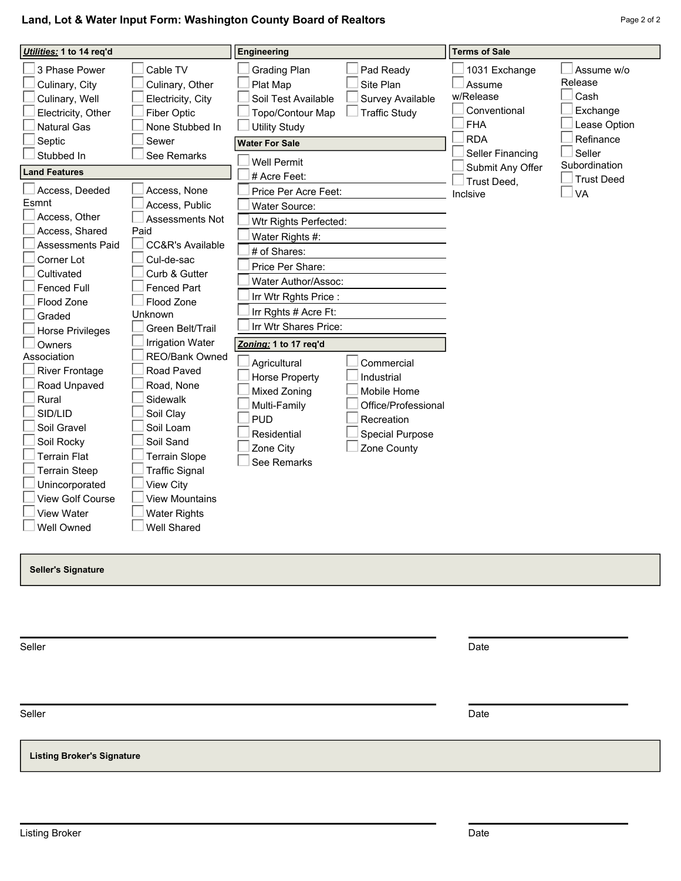# Land, Lot & Water Input Form: Washington County Board of Realtors

## *Utilities:* 1 to 14 req'd

- [ ] 3 Phase Power
- [ ] Culinary, City
- [ ] Culinary, Well
- [ ] Electricity, Other
- [ ] Natural Gas
- [ ] Septic
- [ ] Stubbed In
- [ ] Cable TV
- [ ] Culinary, Other
- [ ] Electricity, City
- [ ] Fiber Optic
- [ ] None Stubbed In
- [ ] Sewer
- [ ] See Remarks

## Land Features

- [ ] Access, Deeded Esmnt
- [ ] Access, Other
- [ ] Access, Shared
- [ ] Assessments Paid
- [ ] Corner Lot
- [ ] Cultivated
- [ ] Fenced Full
- [ ] Flood Zone
- [ ] Graded
- [ ] Horse Privileges
- [ ] Owners Association
- [ ] River Frontage
- [ ] Road Unpaved
- [ ] Rural
- [ ] SID/LID
- [ ] Soil Gravel
- [ ] Soil Rocky
- [ ] Terrain Flat
- [ ] Terrain Steep
- [ ] Unincorporated
- [ ] View Golf Course
- [ ] View Water
- [ ] Well Owned
- [ ] Access, None
- [ ] Access, Public
- [ ] Assessments Not Paid
- [ ] CC&R's Available
- [ ] Cul-de-sac
- [ ] Curb & Gutter
- [ ] Fenced Part
- [ ] Flood Zone Unknown
- [ ] Green Belt/Trail
- [ ] Irrigation Water
- [ ] REO/Bank Owned
- [ ] Road Paved
- [ ] Road, None
- [ ] Sidewalk
- [ ] Soil Clay
- [ ] Soil Loam
- [ ] Soil Sand
- [ ] Terrain Slope
- [ ] Traffic Signal
- [ ] View City
- [ ] View Mountains
- [ ] Water Rights
- [ ] Well Shared

## Engineering

- [ ] Grading Plan
- [ ] Plat Map
- [ ] Soil Test Available
- [ ] Topo/Contour Map
- [ ] Utility Study
- [ ] Pad Ready
- [ ] Site Plan
- [ ] Survey Available
- [ ] Traffic Study

## Water For Sale

- [ ] Well Permit
- [ ] # Acre Feet: ____________________
- [ ] Price Per Acre Feet: ____________________
- [ ] Water Source: ____________________
- [ ] Wtr Rights Perfected: ____________________
- [ ] Water Rights #: ____________________
- [ ] # of Shares: ____________________
- [ ] Price Per Share: ____________________
- [ ] Water Author/Assoc: ____________________
- [ ] Irr Wtr Rghts Price : ____________________
- [ ] Irr Rghts # Acre Ft: ____________________
- [ ] Irr Wtr Shares Price: ____________________

## *Zoning:* 1 to 17 req'd

- [ ] Agricultural
- [ ] Horse Property
- [ ] Mixed Zoning
- [ ] Multi-Family
- [ ] PUD
- [ ] Residential
- [ ] Zone City
- [ ] See Remarks
- [ ] Commercial
- [ ] Industrial
- [ ] Mobile Home
- [ ] Office/Professional
- [ ] Recreation
- [ ] Special Purpose
- [ ] Zone County

## Terms of Sale

- [ ] 1031 Exchange
- [ ] Assume w/Release
- [ ] Conventional
- [ ] FHA
- [ ] RDA
- [ ] Seller Financing
- [ ] Submit Any Offer
- [ ] Trust Deed, Inclsive
- [ ] Assume w/o Release
- [ ] Cash
- [ ] Exchange
- [ ] Lease Option
- [ ] Refinance
- [ ] Seller Subordination
- [ ] Trust Deed
- [ ] VA

## Seller's Signature

______________________________ ____________________

Seller Date

______________________________ ____________________

Seller Date

## Listing Broker's Signature

______________________________ ____________________

Listing Broker Date